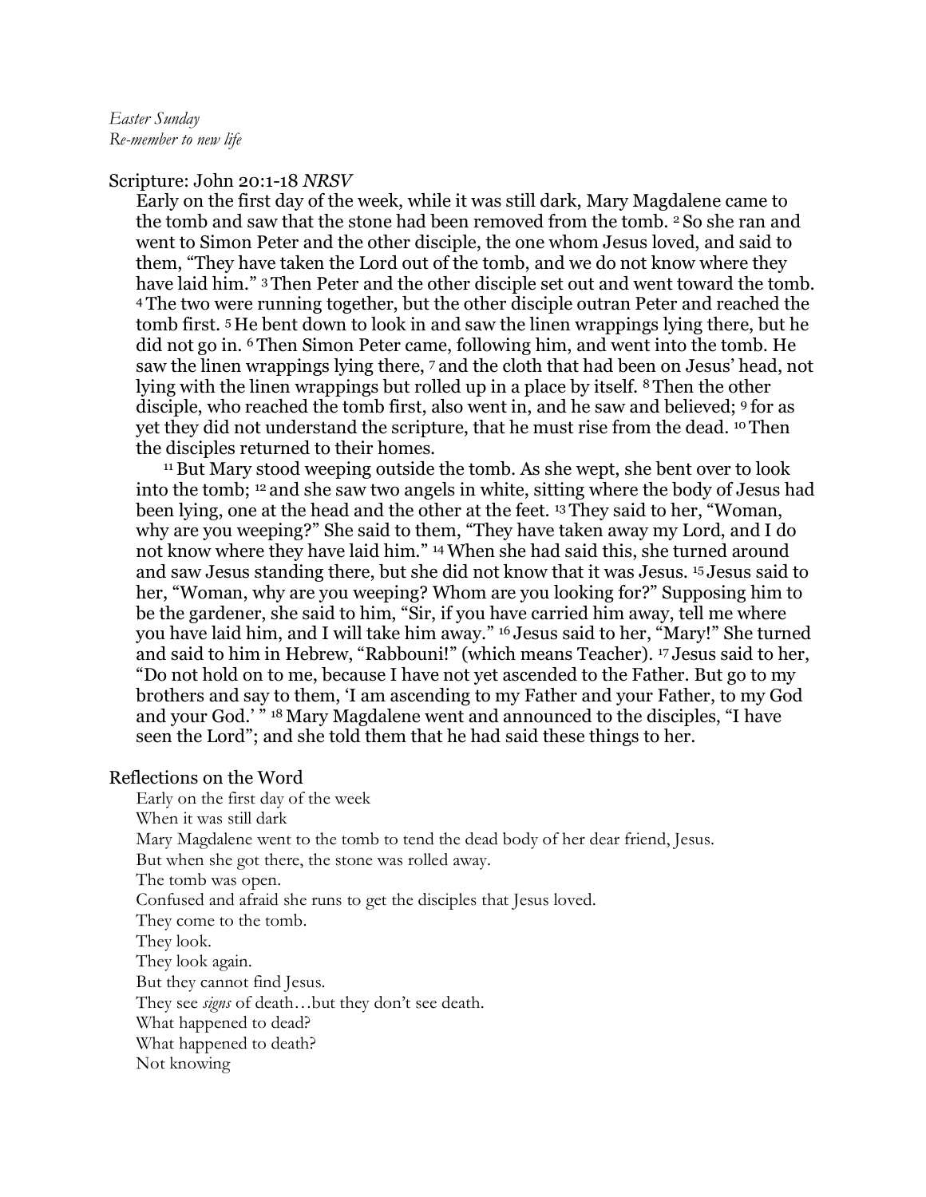*Easter Sunday*
*Re-member to new life*

## Scripture: John 20:1-18 *NRSV*

Early on the first day of the week, while it was still dark, Mary Magdalene came to the tomb and saw that the stone had been removed from the tomb. [2] So she ran and went to Simon Peter and the other disciple, the one whom Jesus loved, and said to them, "They have taken the Lord out of the tomb, and we do not know where they have laid him." [3] Then Peter and the other disciple set out and went toward the tomb. [4] The two were running together, but the other disciple outran Peter and reached the tomb first. [5] He bent down to look in and saw the linen wrappings lying there, but he did not go in. [6] Then Simon Peter came, following him, and went into the tomb. He saw the linen wrappings lying there, [7] and the cloth that had been on Jesus' head, not lying with the linen wrappings but rolled up in a place by itself. [8] Then the other disciple, who reached the tomb first, also went in, and he saw and believed; [9] for as yet they did not understand the scripture, that he must rise from the dead. [10] Then the disciples returned to their homes.

[11] But Mary stood weeping outside the tomb. As she wept, she bent over to look into the tomb; [12] and she saw two angels in white, sitting where the body of Jesus had been lying, one at the head and the other at the feet. [13] They said to her, "Woman, why are you weeping?" She said to them, "They have taken away my Lord, and I do not know where they have laid him." [14] When she had said this, she turned around and saw Jesus standing there, but she did not know that it was Jesus. [15] Jesus said to her, "Woman, why are you weeping? Whom are you looking for?" Supposing him to be the gardener, she said to him, "Sir, if you have carried him away, tell me where you have laid him, and I will take him away." [16] Jesus said to her, "Mary!" She turned and said to him in Hebrew, "Rabbouni!" (which means Teacher). [17] Jesus said to her, "Do not hold on to me, because I have not yet ascended to the Father. But go to my brothers and say to them, 'I am ascending to my Father and your Father, to my God and your God.' " [18] Mary Magdalene went and announced to the disciples, "I have seen the Lord"; and she told them that he had said these things to her.

## Reflections on the Word

Early on the first day of the week
When it was still dark
Mary Magdalene went to the tomb to tend the dead body of her dear friend, Jesus.
But when she got there, the stone was rolled away.
The tomb was open.
Confused and afraid she runs to get the disciples that Jesus loved.
They come to the tomb.
They look.
They look again.
But they cannot find Jesus.
They see *signs* of death…but they don't see death.
What happened to dead?
What happened to death?
Not knowing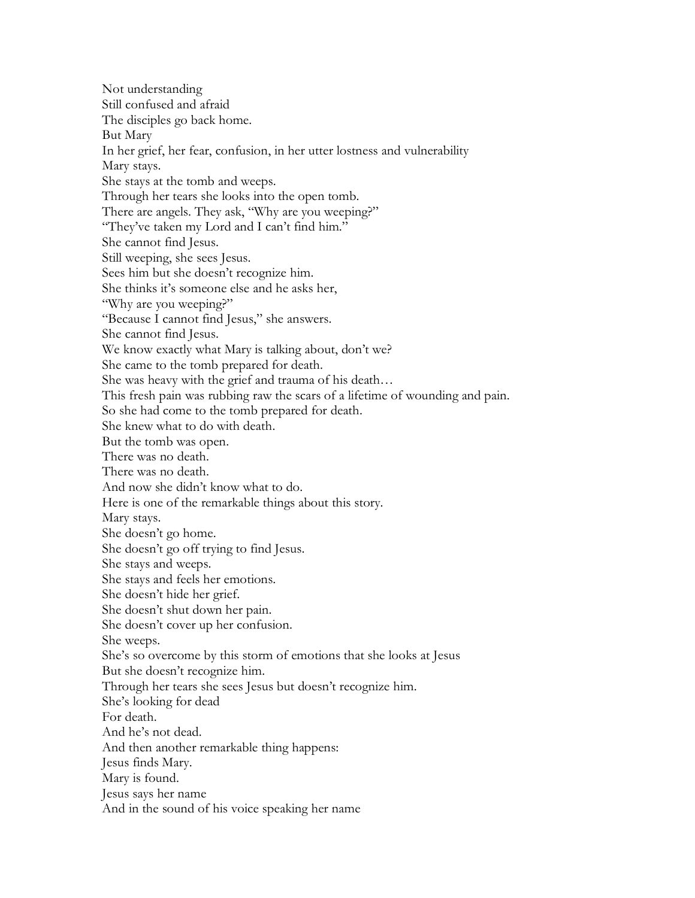Not understanding  
Still confused and afraid  
The disciples go back home.  
But Mary  
In her grief, her fear, confusion, in her utter lostness and vulnerability  
Mary stays.  
She stays at the tomb and weeps.  
Through her tears she looks into the open tomb.  
There are angels. They ask, "Why are you weeping?"  
"They've taken my Lord and I can't find him."  
She cannot find Jesus.  
Still weeping, she sees Jesus.  
Sees him but she doesn't recognize him.  
She thinks it's someone else and he asks her,  
"Why are you weeping?"  
"Because I cannot find Jesus," she answers.  
She cannot find Jesus.  
We know exactly what Mary is talking about, don't we?  
She came to the tomb prepared for death.  
She was heavy with the grief and trauma of his death…  
This fresh pain was rubbing raw the scars of a lifetime of wounding and pain.  
So she had come to the tomb prepared for death.  
She knew what to do with death.  
But the tomb was open.  
There was no death.  
There was no death.  
And now she didn't know what to do.  
Here is one of the remarkable things about this story.  
Mary stays.  
She doesn't go home.  
She doesn't go off trying to find Jesus.  
She stays and weeps.  
She stays and feels her emotions.  
She doesn't hide her grief.  
She doesn't shut down her pain.  
She doesn't cover up her confusion.  
She weeps.  
She's so overcome by this storm of emotions that she looks at Jesus  
But she doesn't recognize him.  
Through her tears she sees Jesus but doesn't recognize him.  
She's looking for dead  
For death.  
And he's not dead.  
And then another remarkable thing happens:  
Jesus finds Mary.  
Mary is found.  
Jesus says her name  
And in the sound of his voice speaking her name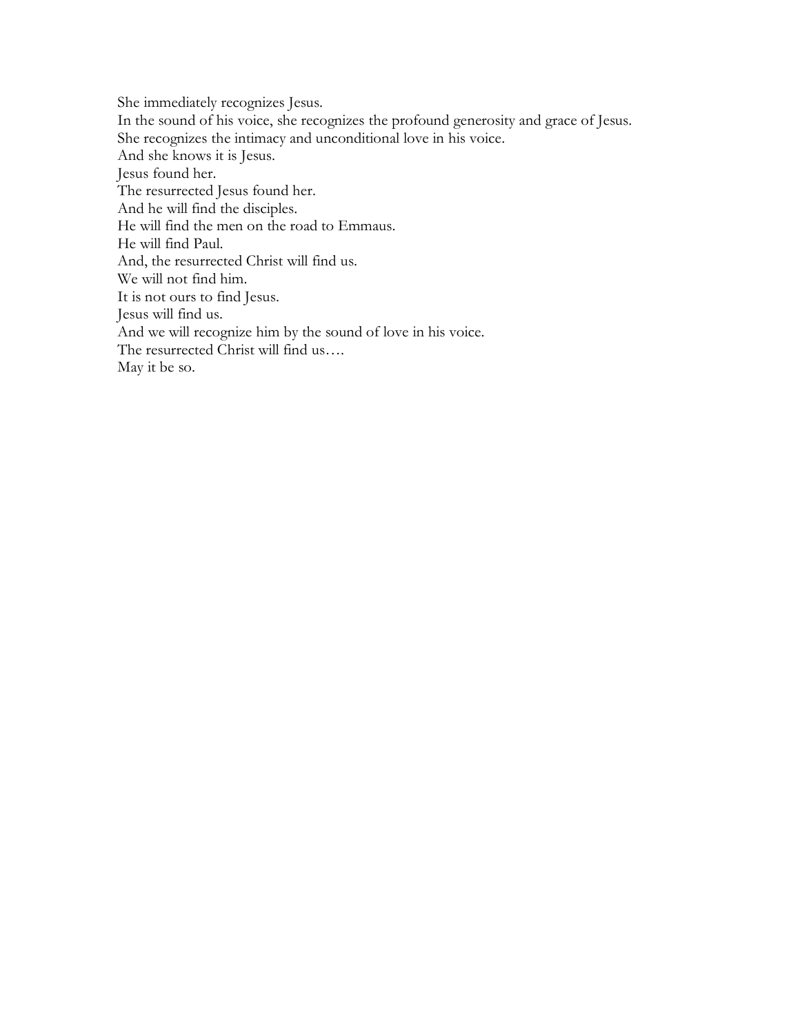She immediately recognizes Jesus.
In the sound of his voice, she recognizes the profound generosity and grace of Jesus.
She recognizes the intimacy and unconditional love in his voice.
And she knows it is Jesus.
Jesus found her.
The resurrected Jesus found her.
And he will find the disciples.
He will find the men on the road to Emmaus.
He will find Paul.
And, the resurrected Christ will find us.
We will not find him.
It is not ours to find Jesus.
Jesus will find us.
And we will recognize him by the sound of love in his voice.
The resurrected Christ will find us….
May it be so.